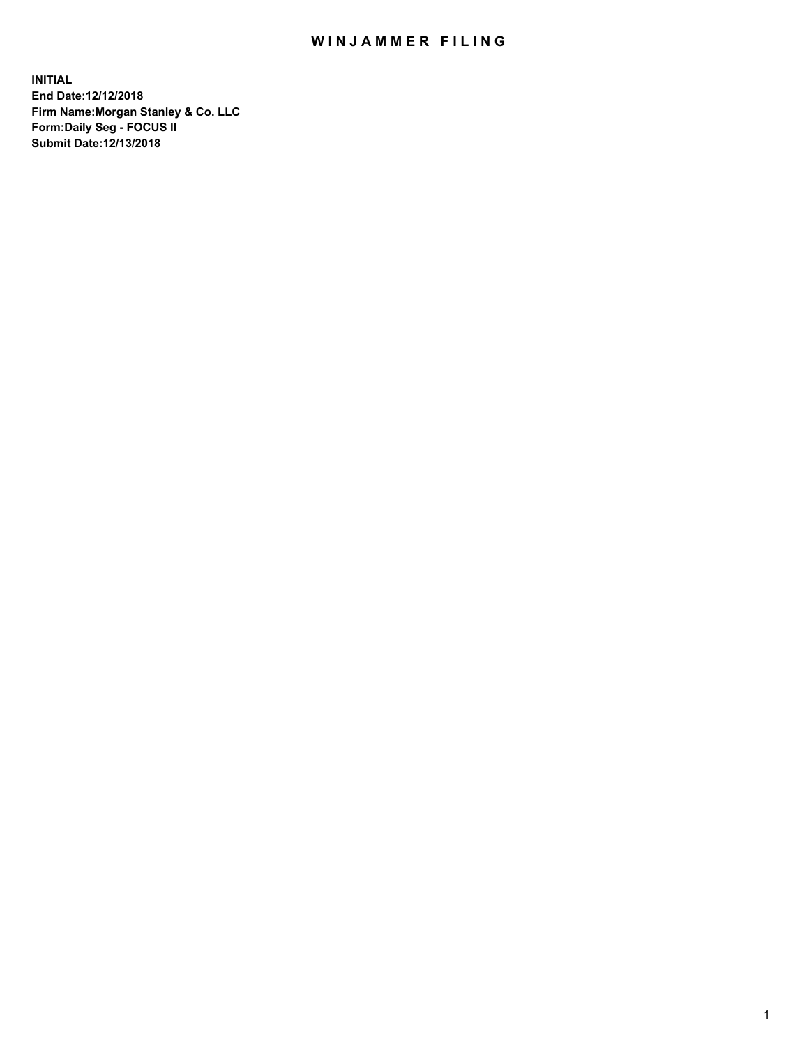# WINJAMMER FILING

**INITIAL**
**End Date:12/12/2018**
**Firm Name:Morgan Stanley & Co. LLC**
**Form:Daily Seg - FOCUS II**
**Submit Date:12/13/2018**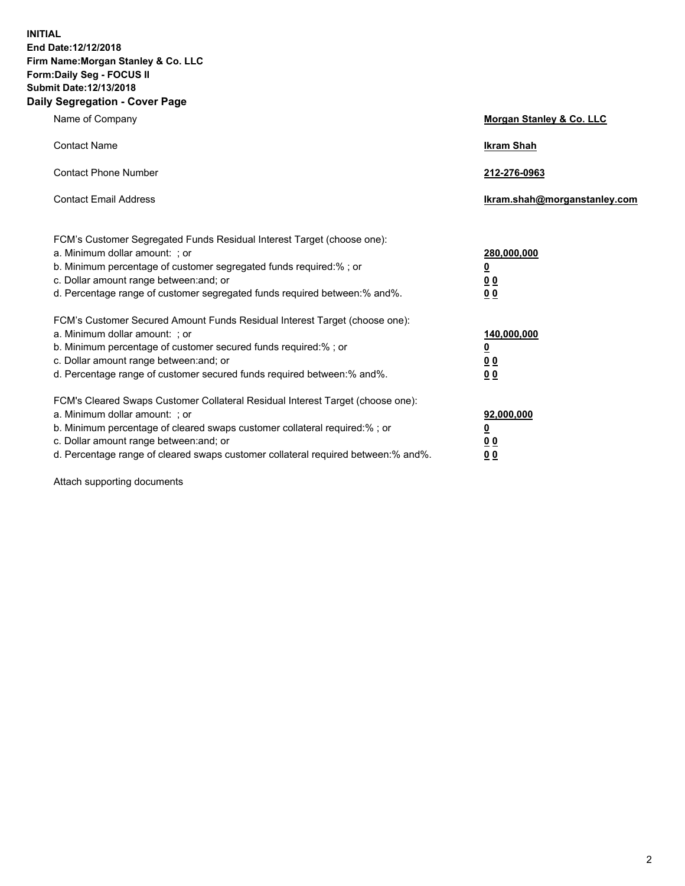**INITIAL**
**End Date:12/12/2018**
**Firm Name:Morgan Stanley & Co. LLC**
**Form:Daily Seg - FOCUS II**
**Submit Date:12/13/2018**
**Daily Segregation - Cover Page**

| | |
|---|---|
| Name of Company | **Morgan Stanley & Co. LLC** |
| Contact Name | **Ikram Shah** |
| Contact Phone Number | **212-276-0963** |
| Contact Email Address | **Ikram.shah@morganstanley.com** |

| | |
|---|---|
| FCM's Customer Segregated Funds Residual Interest Target (choose one): | |
| a. Minimum dollar amount: ; or | **280,000,000** |
| b. Minimum percentage of customer segregated funds required:% ; or | **0** |
| c. Dollar amount range between:and; or | **0 0** |
| d. Percentage range of customer segregated funds required between:% and%. | **0 0** |
| FCM's Customer Secured Amount Funds Residual Interest Target (choose one): | |
| a. Minimum dollar amount: ; or | **140,000,000** |
| b. Minimum percentage of customer secured funds required:% ; or | **0** |
| c. Dollar amount range between:and; or | **0 0** |
| d. Percentage range of customer secured funds required between:% and%. | **0 0** |
| FCM's Cleared Swaps Customer Collateral Residual Interest Target (choose one): | |
| a. Minimum dollar amount: ; or | **92,000,000** |
| b. Minimum percentage of cleared swaps customer collateral required:% ; or | **0** |
| c. Dollar amount range between:and; or | **0 0** |
| d. Percentage range of cleared swaps customer collateral required between:% and%. | **0 0** |

Attach supporting documents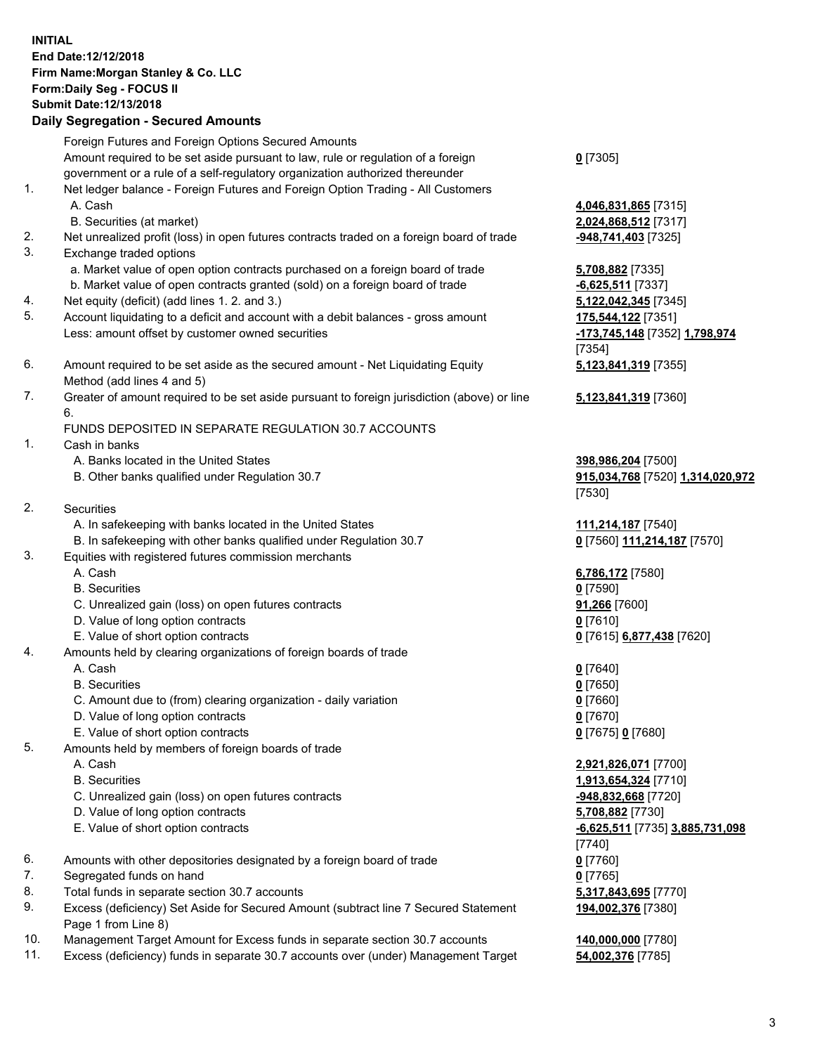**INITIAL**
**End Date:12/12/2018**
**Firm Name:Morgan Stanley & Co. LLC**
**Form:Daily Seg - FOCUS II**
**Submit Date:12/13/2018**

## Daily Segregation - Secured Amounts

| | | |
|---|---|---|
| | Foreign Futures and Foreign Options Secured Amounts | |
| | Amount required to be set aside pursuant to law, rule or regulation of a foreign government or a rule of a self-regulatory organization authorized thereunder | **0** [7305] |
| 1. | Net ledger balance - Foreign Futures and Foreign Option Trading - All Customers | |
| | A. Cash | **4,046,831,865** [7315] |
| | B. Securities (at market) | **2,024,868,512** [7317] |
| 2. | Net unrealized profit (loss) in open futures contracts traded on a foreign board of trade | **-948,741,403** [7325] |
| 3. | Exchange traded options | |
| | a. Market value of open option contracts purchased on a foreign board of trade | **5,708,882** [7335] |
| | b. Market value of open contracts granted (sold) on a foreign board of trade | **-6,625,511** [7337] |
| 4. | Net equity (deficit) (add lines 1. 2. and 3.) | **5,122,042,345** [7345] |
| 5. | Account liquidating to a deficit and account with a debit balances - gross amount | **175,544,122** [7351] |
| | Less: amount offset by customer owned securities | **-173,745,148** [7352] **1,798,974** [7354] |
| 6. | Amount required to be set aside as the secured amount - Net Liquidating Equity Method (add lines 4 and 5) | **5,123,841,319** [7355] |
| 7. | Greater of amount required to be set aside pursuant to foreign jurisdiction (above) or line 6. | **5,123,841,319** [7360] |
| | FUNDS DEPOSITED IN SEPARATE REGULATION 30.7 ACCOUNTS | |
| 1. | Cash in banks | |
| | A. Banks located in the United States | **398,986,204** [7500] |
| | B. Other banks qualified under Regulation 30.7 | **915,034,768** [7520] **1,314,020,972** [7530] |
| 2. | Securities | |
| | A. In safekeeping with banks located in the United States | **111,214,187** [7540] |
| | B. In safekeeping with other banks qualified under Regulation 30.7 | **0** [7560] **111,214,187** [7570] |
| 3. | Equities with registered futures commission merchants | |
| | A. Cash | **6,786,172** [7580] |
| | B. Securities | **0** [7590] |
| | C. Unrealized gain (loss) on open futures contracts | **91,266** [7600] |
| | D. Value of long option contracts | **0** [7610] |
| | E. Value of short option contracts | **0** [7615] **6,877,438** [7620] |
| 4. | Amounts held by clearing organizations of foreign boards of trade | |
| | A. Cash | **0** [7640] |
| | B. Securities | **0** [7650] |
| | C. Amount due to (from) clearing organization - daily variation | **0** [7660] |
| | D. Value of long option contracts | **0** [7670] |
| | E. Value of short option contracts | **0** [7675] **0** [7680] |
| 5. | Amounts held by members of foreign boards of trade | |
| | A. Cash | **2,921,826,071** [7700] |
| | B. Securities | **1,913,654,324** [7710] |
| | C. Unrealized gain (loss) on open futures contracts | **-948,832,668** [7720] |
| | D. Value of long option contracts | **5,708,882** [7730] |
| | E. Value of short option contracts | **-6,625,511** [7735] **3,885,731,098** [7740] |
| 6. | Amounts with other depositories designated by a foreign board of trade | **0** [7760] |
| 7. | Segregated funds on hand | **0** [7765] |
| 8. | Total funds in separate section 30.7 accounts | **5,317,843,695** [7770] |
| 9. | Excess (deficiency) Set Aside for Secured Amount (subtract line 7 Secured Statement Page 1 from Line 8) | **194,002,376** [7380] |
| 10. | Management Target Amount for Excess funds in separate section 30.7 accounts | **140,000,000** [7780] |
| 11. | Excess (deficiency) funds in separate 30.7 accounts over (under) Management Target | **54,002,376** [7785] |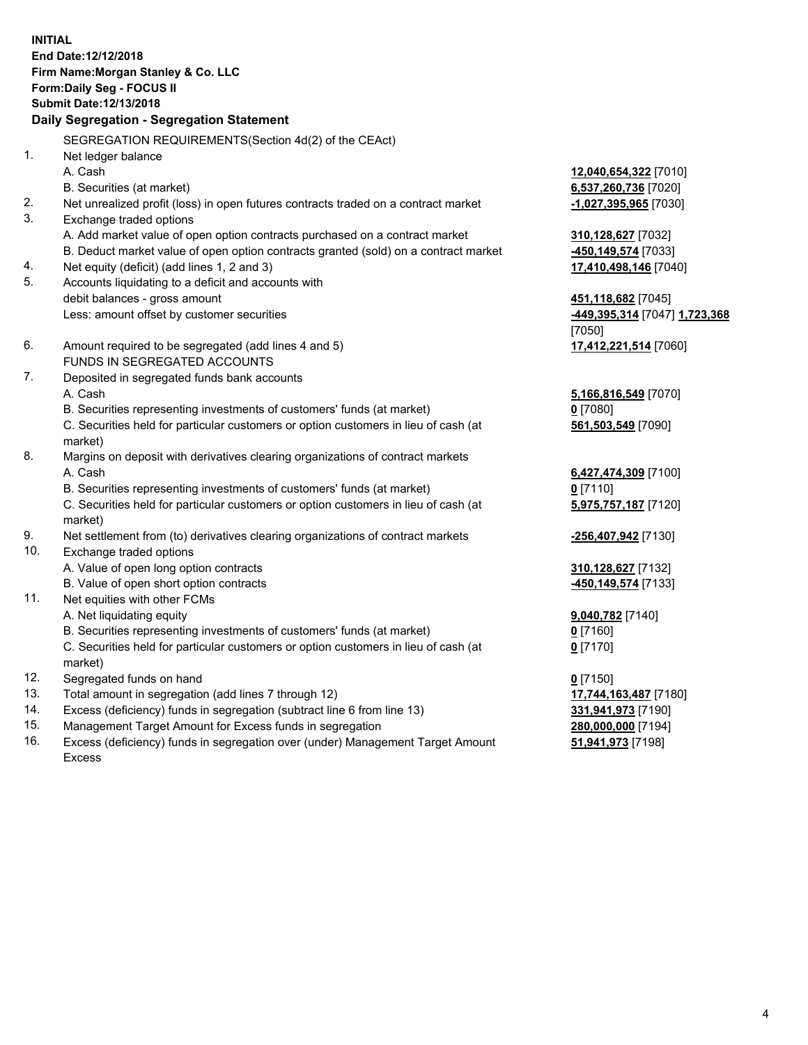**INITIAL**
**End Date:12/12/2018**
**Firm Name:Morgan Stanley & Co. LLC**
**Form:Daily Seg - FOCUS II**
**Submit Date:12/13/2018**

## Daily Segregation - Segregation Statement

| | | |
|---|---|---|
| | SEGREGATION REQUIREMENTS(Section 4d(2) of the CEAct) | |
| 1. | Net ledger balance | |
| | A. Cash | **12,040,654,322** [7010] |
| | B. Securities (at market) | **6,537,260,736** [7020] |
| 2. | Net unrealized profit (loss) in open futures contracts traded on a contract market | **-1,027,395,965** [7030] |
| 3. | Exchange traded options | |
| | A. Add market value of open option contracts purchased on a contract market | **310,128,627** [7032] |
| | B. Deduct market value of open option contracts granted (sold) on a contract market | **-450,149,574** [7033] |
| 4. | Net equity (deficit) (add lines 1, 2 and 3) | **17,410,498,146** [7040] |
| 5. | Accounts liquidating to a deficit and accounts with debit balances - gross amount | **451,118,682** [7045] |
| | Less: amount offset by customer securities | **-449,395,314** [7047] **1,723,368** [7050] |
| 6. | Amount required to be segregated (add lines 4 and 5) | **17,412,221,514** [7060] |
| | FUNDS IN SEGREGATED ACCOUNTS | |
| 7. | Deposited in segregated funds bank accounts | |
| | A. Cash | **5,166,816,549** [7070] |
| | B. Securities representing investments of customers' funds (at market) | **0** [7080] |
| | C. Securities held for particular customers or option customers in lieu of cash (at market) | **561,503,549** [7090] |
| 8. | Margins on deposit with derivatives clearing organizations of contract markets | |
| | A. Cash | **6,427,474,309** [7100] |
| | B. Securities representing investments of customers' funds (at market) | **0** [7110] |
| | C. Securities held for particular customers or option customers in lieu of cash (at market) | **5,975,757,187** [7120] |
| 9. | Net settlement from (to) derivatives clearing organizations of contract markets | **-256,407,942** [7130] |
| 10. | Exchange traded options | |
| | A. Value of open long option contracts | **310,128,627** [7132] |
| | B. Value of open short option contracts | **-450,149,574** [7133] |
| 11. | Net equities with other FCMs | |
| | A. Net liquidating equity | **9,040,782** [7140] |
| | B. Securities representing investments of customers' funds (at market) | **0** [7160] |
| | C. Securities held for particular customers or option customers in lieu of cash (at market) | **0** [7170] |
| 12. | Segregated funds on hand | **0** [7150] |
| 13. | Total amount in segregation (add lines 7 through 12) | **17,744,163,487** [7180] |
| 14. | Excess (deficiency) funds in segregation (subtract line 6 from line 13) | **331,941,973** [7190] |
| 15. | Management Target Amount for Excess funds in segregation | **280,000,000** [7194] |
| 16. | Excess (deficiency) funds in segregation over (under) Management Target Amount Excess | **51,941,973** [7198] |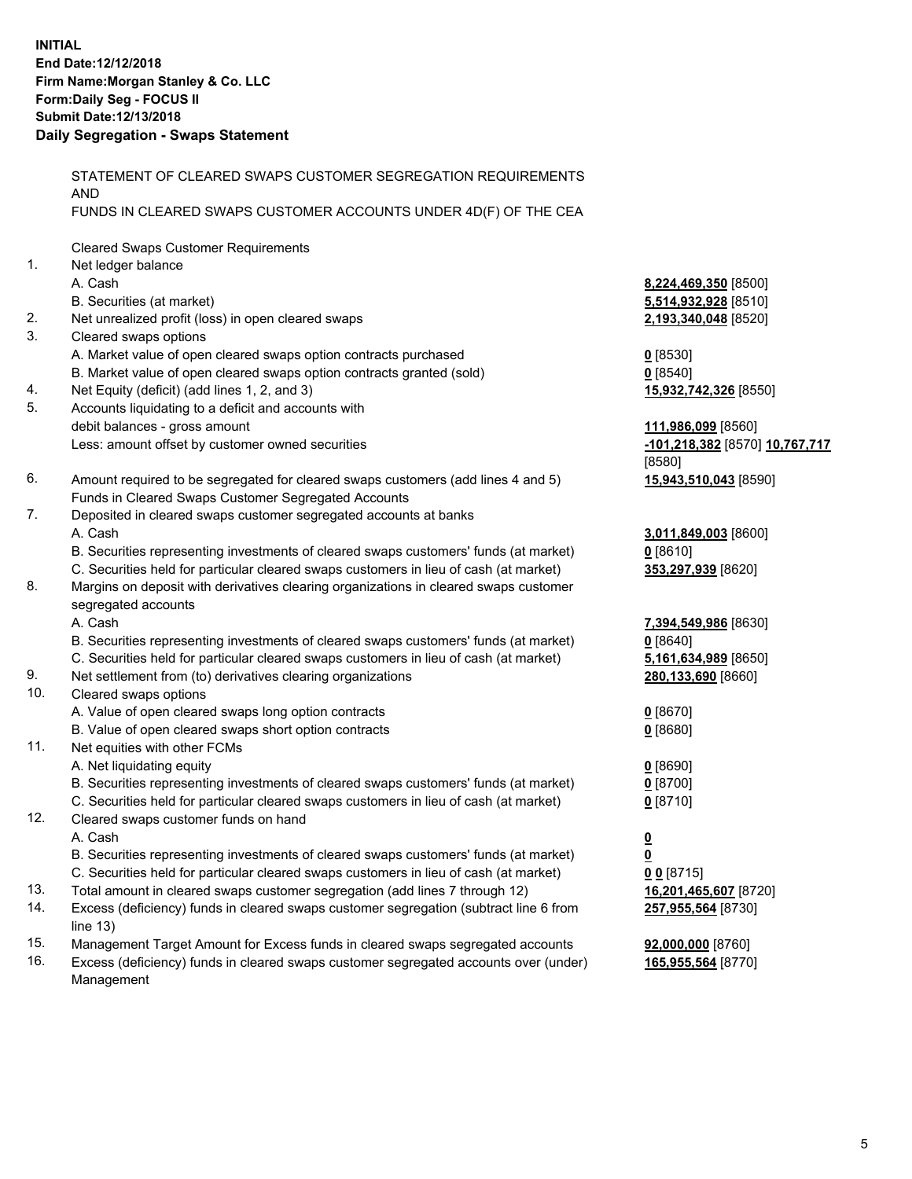**INITIAL**
**End Date:12/12/2018**
**Firm Name:Morgan Stanley & Co. LLC**
**Form:Daily Seg - FOCUS II**
**Submit Date:12/13/2018**
**Daily Segregation - Swaps Statement**

STATEMENT OF CLEARED SWAPS CUSTOMER SEGREGATION REQUIREMENTS AND FUNDS IN CLEARED SWAPS CUSTOMER ACCOUNTS UNDER 4D(F) OF THE CEA

| | | |
|---|---|---|
| | Cleared Swaps Customer Requirements | |
| 1. | Net ledger balance | |
| | A. Cash | **8,224,469,350** [8500] |
| | B. Securities (at market) | **5,514,932,928** [8510] |
| 2. | Net unrealized profit (loss) in open cleared swaps | **2,193,340,048** [8520] |
| 3. | Cleared swaps options | |
| | A. Market value of open cleared swaps option contracts purchased | **0** [8530] |
| | B. Market value of open cleared swaps option contracts granted (sold) | **0** [8540] |
| 4. | Net Equity (deficit) (add lines 1, 2, and 3) | **15,932,742,326** [8550] |
| 5. | Accounts liquidating to a deficit and accounts with debit balances - gross amount | **111,986,099** [8560] |
| | Less: amount offset by customer owned securities | **-101,218,382** [8570] **10,767,717** [8580] |
| 6. | Amount required to be segregated for cleared swaps customers (add lines 4 and 5) | **15,943,510,043** [8590] |
| | Funds in Cleared Swaps Customer Segregated Accounts | |
| 7. | Deposited in cleared swaps customer segregated accounts at banks | |
| | A. Cash | **3,011,849,003** [8600] |
| | B. Securities representing investments of cleared swaps customers' funds (at market) | **0** [8610] |
| | C. Securities held for particular cleared swaps customers in lieu of cash (at market) | **353,297,939** [8620] |
| 8. | Margins on deposit with derivatives clearing organizations in cleared swaps customer segregated accounts | |
| | A. Cash | **7,394,549,986** [8630] |
| | B. Securities representing investments of cleared swaps customers' funds (at market) | **0** [8640] |
| | C. Securities held for particular cleared swaps customers in lieu of cash (at market) | **5,161,634,989** [8650] |
| 9. | Net settlement from (to) derivatives clearing organizations | **280,133,690** [8660] |
| 10. | Cleared swaps options | |
| | A. Value of open cleared swaps long option contracts | **0** [8670] |
| | B. Value of open cleared swaps short option contracts | **0** [8680] |
| 11. | Net equities with other FCMs | |
| | A. Net liquidating equity | **0** [8690] |
| | B. Securities representing investments of cleared swaps customers' funds (at market) | **0** [8700] |
| | C. Securities held for particular cleared swaps customers in lieu of cash (at market) | **0** [8710] |
| 12. | Cleared swaps customer funds on hand | |
| | A. Cash | **0** |
| | B. Securities representing investments of cleared swaps customers' funds (at market) | **0** |
| | C. Securities held for particular cleared swaps customers in lieu of cash (at market) | **0** **0** [8715] |
| 13. | Total amount in cleared swaps customer segregation (add lines 7 through 12) | **16,201,465,607** [8720] |
| 14. | Excess (deficiency) funds in cleared swaps customer segregation (subtract line 6 from line 13) | **257,955,564** [8730] |
| 15. | Management Target Amount for Excess funds in cleared swaps segregated accounts | **92,000,000** [8760] |
| 16. | Excess (deficiency) funds in cleared swaps customer segregated accounts over (under) Management | **165,955,564** [8770] |